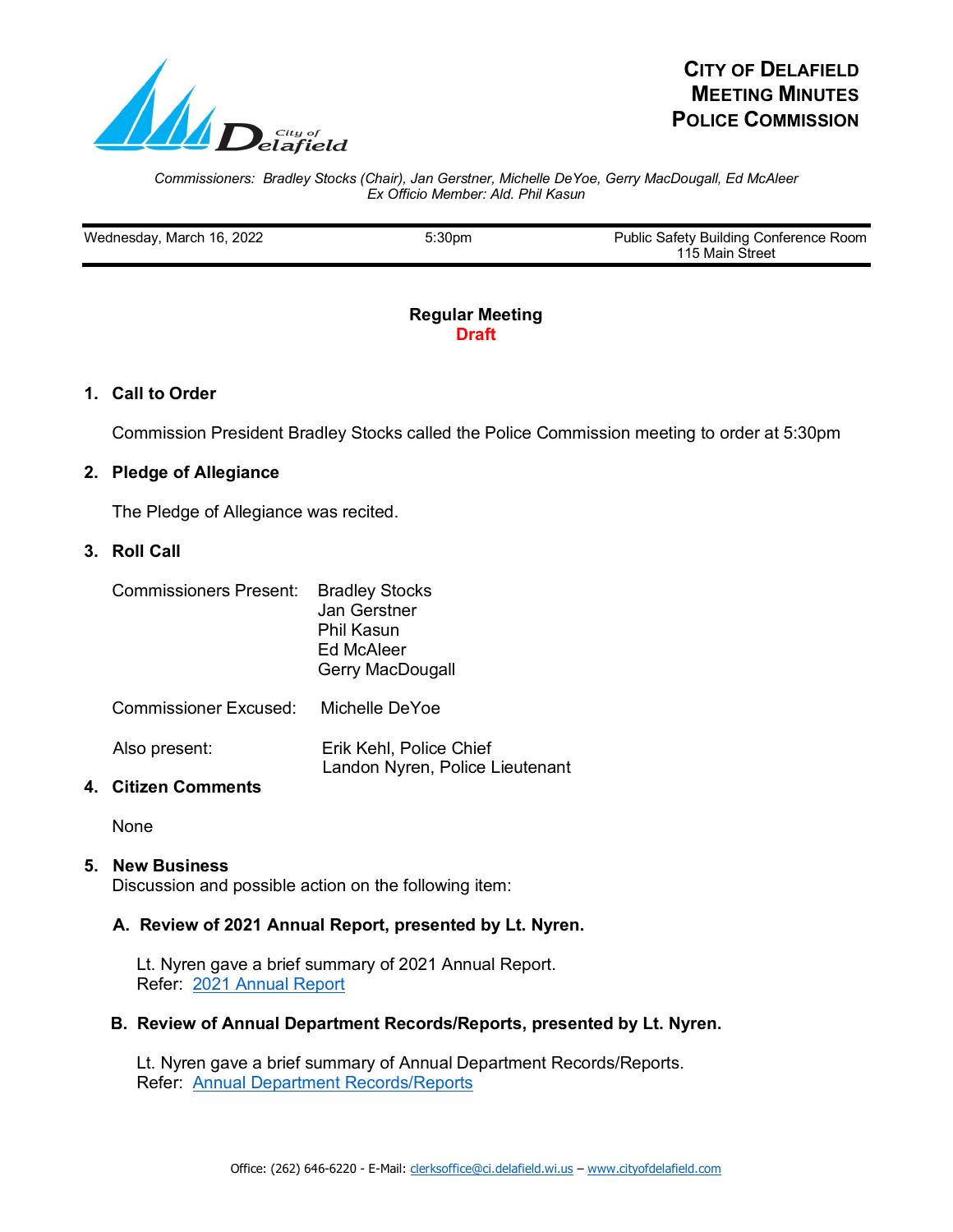# City of Delafield Meeting Minutes Police Commission

*Commissioners: Bradley Stocks (Chair), Jan Gerstner, Michelle DeYoe, Gerry MacDougall, Ed McAleer*
*Ex Officio Member: Ald. Phil Kasun*

| Wednesday, March 16, 2022 | 5:30pm | Public Safety Building Conference Room 115 Main Street |
|---|---|---|

**Regular Meeting**
**Draft**

## 1. Call to Order

Commission President Bradley Stocks called the Police Commission meeting to order at 5:30pm

## 2. Pledge of Allegiance

The Pledge of Allegiance was recited.

## 3. Roll Call

Commissioners Present: Bradley Stocks
Jan Gerstner
Phil Kasun
Ed McAleer
Gerry MacDougall

Commissioner Excused: Michelle DeYoe

Also present: Erik Kehl, Police Chief
Landon Nyren, Police Lieutenant

## 4. Citizen Comments

None

## 5. New Business

Discussion and possible action on the following item:

### A. Review of 2021 Annual Report, presented by Lt. Nyren.

Lt. Nyren gave a brief summary of 2021 Annual Report.
Refer: 2021 Annual Report

### B. Review of Annual Department Records/Reports, presented by Lt. Nyren.

Lt. Nyren gave a brief summary of Annual Department Records/Reports.
Refer: Annual Department Records/Reports

Office: (262) 646-6220 - E-Mail: clerksoffice@ci.delafield.wi.us – www.cityofdelafield.com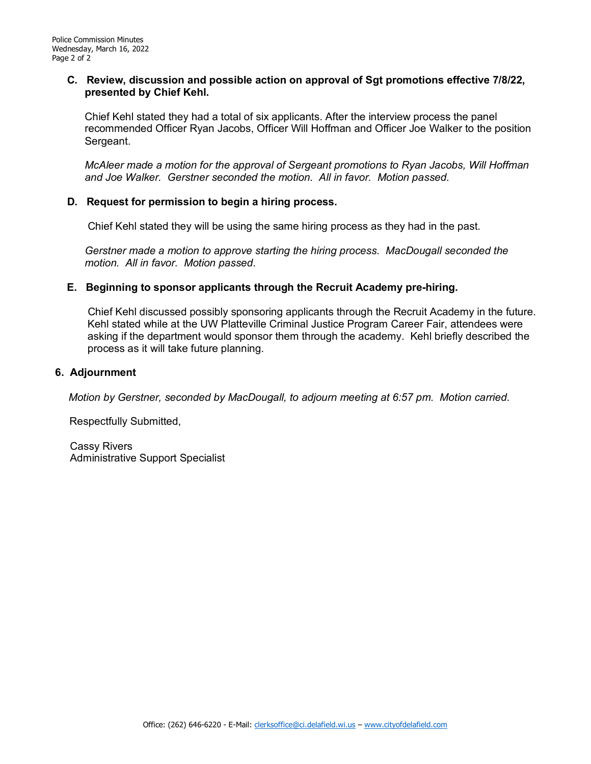**C. Review, discussion and possible action on approval of Sgt promotions effective 7/8/22, presented by Chief Kehl.**

Chief Kehl stated they had a total of six applicants. After the interview process the panel recommended Officer Ryan Jacobs, Officer Will Hoffman and Officer Joe Walker to the position Sergeant.

*McAleer made a motion for the approval of Sergeant promotions to Ryan Jacobs, Will Hoffman and Joe Walker. Gerstner seconded the motion. All in favor. Motion passed*.

**D. Request for permission to begin a hiring process.**

Chief Kehl stated they will be using the same hiring process as they had in the past.

*Gerstner made a motion to approve starting the hiring process. MacDougall seconded the motion. All in favor. Motion passed*.

**E. Beginning to sponsor applicants through the Recruit Academy pre-hiring.**

Chief Kehl discussed possibly sponsoring applicants through the Recruit Academy in the future. Kehl stated while at the UW Platteville Criminal Justice Program Career Fair, attendees were asking if the department would sponsor them through the academy. Kehl briefly described the process as it will take future planning.

**6. Adjournment**

*Motion by Gerstner, seconded by MacDougall, to adjourn meeting at 6:57 pm. Motion carried*.

Respectfully Submitted,

Cassy Rivers
Administrative Support Specialist

Office: (262) 646-6220 - E-Mail: clerksoffice@ci.delafield.wi.us – www.cityofdelafield.com